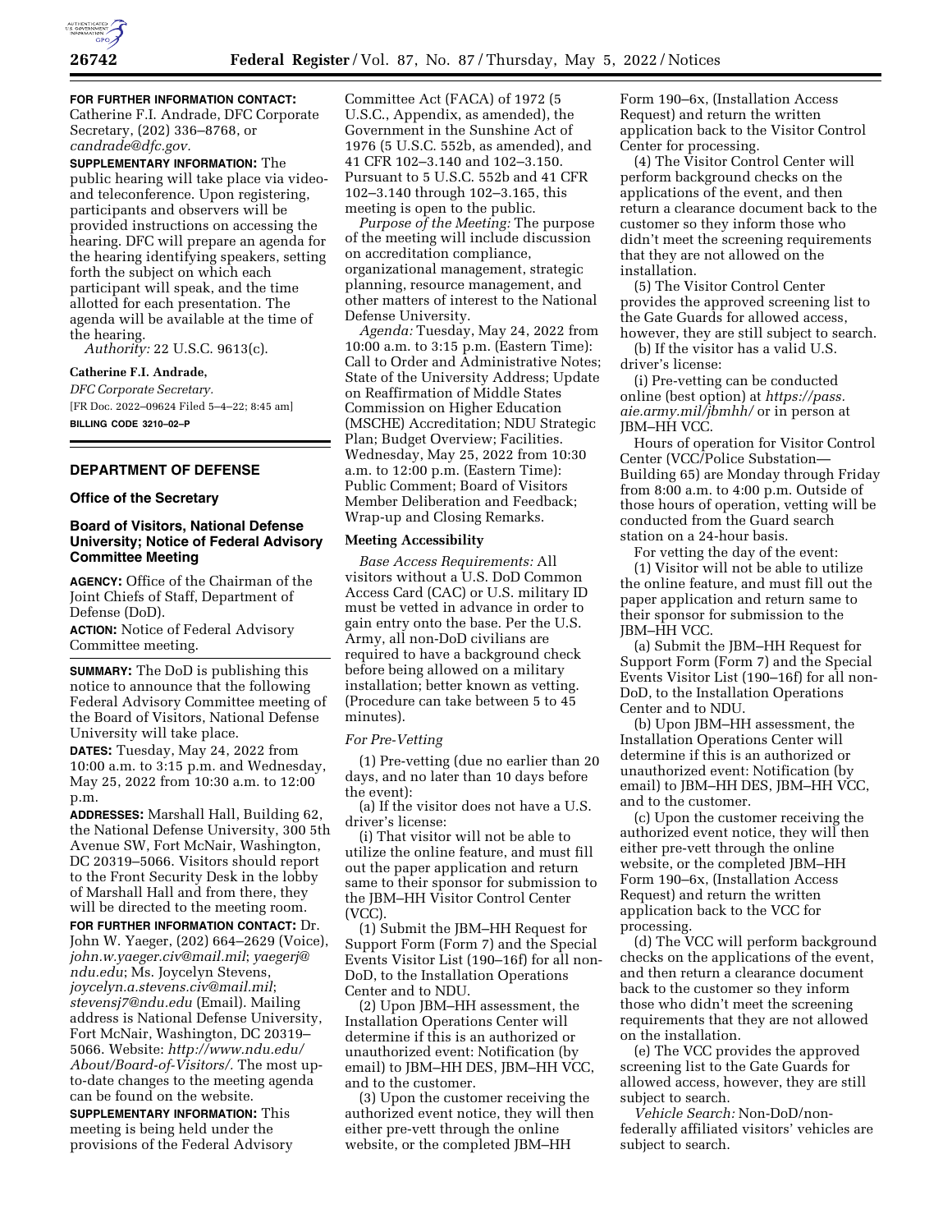**FOR FURTHER INFORMATION CONTACT:** Catherine F.I. Andrade, DFC Corporate Secretary, (202) 336–8768, or *candrade@dfc.gov.*

**SUPPLEMENTARY INFORMATION:** The public hearing will take place via video- and teleconference. Upon registering, participants and observers will be provided instructions on accessing the hearing. DFC will prepare an agenda for the hearing identifying speakers, setting forth the subject on which each participant will speak, and the time allotted for each presentation. The agenda will be available at the time of the hearing.

*Authority:* 22 U.S.C. 9613(c).

**Catherine F.I. Andrade,**

*DFC Corporate Secretary.*

[FR Doc. 2022–09624 Filed 5–4–22; 8:45 am]

**BILLING CODE 3210–02–P**

## DEPARTMENT OF DEFENSE

### Office of the Secretary

### Board of Visitors, National Defense University; Notice of Federal Advisory Committee Meeting

**AGENCY:** Office of the Chairman of the Joint Chiefs of Staff, Department of Defense (DoD).

**ACTION:** Notice of Federal Advisory Committee meeting.

**SUMMARY:** The DoD is publishing this notice to announce that the following Federal Advisory Committee meeting of the Board of Visitors, National Defense University will take place.

**DATES:** Tuesday, May 24, 2022 from 10:00 a.m. to 3:15 p.m. and Wednesday, May 25, 2022 from 10:30 a.m. to 12:00 p.m.

**ADDRESSES:** Marshall Hall, Building 62, the National Defense University, 300 5th Avenue SW, Fort McNair, Washington, DC 20319–5066. Visitors should report to the Front Security Desk in the lobby of Marshall Hall and from there, they will be directed to the meeting room.

**FOR FURTHER INFORMATION CONTACT:** Dr. John W. Yaeger, (202) 664–2629 (Voice), *john.w.yaeger.civ@mail.mil*; *yaegerj@ndu.edu*; Ms. Joycelyn Stevens, *joycelyn.a.stevens.civ@mail.mil*; *stevensj7@ndu.edu* (Email). Mailing address is National Defense University, Fort McNair, Washington, DC 20319–5066. Website: *http://www.ndu.edu/About/Board-of-Visitors/.* The most up-to-date changes to the meeting agenda can be found on the website.

**SUPPLEMENTARY INFORMATION:** This meeting is being held under the provisions of the Federal Advisory Committee Act (FACA) of 1972 (5 U.S.C., Appendix, as amended), the Government in the Sunshine Act of 1976 (5 U.S.C. 552b, as amended), and 41 CFR 102–3.140 and 102–3.150. Pursuant to 5 U.S.C. 552b and 41 CFR 102–3.140 through 102–3.165, this meeting is open to the public.

*Purpose of the Meeting:* The purpose of the meeting will include discussion on accreditation compliance, organizational management, strategic planning, resource management, and other matters of interest to the National Defense University.

*Agenda:* Tuesday, May 24, 2022 from 10:00 a.m. to 3:15 p.m. (Eastern Time): Call to Order and Administrative Notes; State of the University Address; Update on Reaffirmation of Middle States Commission on Higher Education (MSCHE) Accreditation; NDU Strategic Plan; Budget Overview; Facilities. Wednesday, May 25, 2022 from 10:30 a.m. to 12:00 p.m. (Eastern Time): Public Comment; Board of Visitors Member Deliberation and Feedback; Wrap-up and Closing Remarks.

#### Meeting Accessibility

*Base Access Requirements:* All visitors without a U.S. DoD Common Access Card (CAC) or U.S. military ID must be vetted in advance in order to gain entry onto the base. Per the U.S. Army, all non-DoD civilians are required to have a background check before being allowed on a military installation; better known as vetting. (Procedure can take between 5 to 45 minutes).

*For Pre-Vetting*

(1) Pre-vetting (due no earlier than 20 days, and no later than 10 days before the event):

(a) If the visitor does not have a U.S. driver's license:

(i) That visitor will not be able to utilize the online feature, and must fill out the paper application and return same to their sponsor for submission to the JBM–HH Visitor Control Center (VCC).

(1) Submit the JBM–HH Request for Support Form (Form 7) and the Special Events Visitor List (190–16f) for all non-DoD, to the Installation Operations Center and to NDU.

(2) Upon JBM–HH assessment, the Installation Operations Center will determine if this is an authorized or unauthorized event: Notification (by email) to JBM–HH DES, JBM–HH VCC, and to the customer.

(3) Upon the customer receiving the authorized event notice, they will then either pre-vett through the online website, or the completed JBM–HH Form 190–6x, (Installation Access Request) and return the written application back to the Visitor Control Center for processing.

(4) The Visitor Control Center will perform background checks on the applications of the event, and then return a clearance document back to the customer so they inform those who didn't meet the screening requirements that they are not allowed on the installation.

(5) The Visitor Control Center provides the approved screening list to the Gate Guards for allowed access, however, they are still subject to search.

(b) If the visitor has a valid U.S. driver's license:

(i) Pre-vetting can be conducted online (best option) at *https://pass.aie.army.mil/jbmhh/* or in person at JBM–HH VCC.

Hours of operation for Visitor Control Center (VCC/Police Substation—Building 65) are Monday through Friday from 8:00 a.m. to 4:00 p.m. Outside of those hours of operation, vetting will be conducted from the Guard search station on a 24-hour basis.

For vetting the day of the event:

(1) Visitor will not be able to utilize the online feature, and must fill out the paper application and return same to their sponsor for submission to the JBM–HH VCC.

(a) Submit the JBM–HH Request for Support Form (Form 7) and the Special Events Visitor List (190–16f) for all non-DoD, to the Installation Operations Center and to NDU.

(b) Upon JBM–HH assessment, the Installation Operations Center will determine if this is an authorized or unauthorized event: Notification (by email) to JBM–HH DES, JBM–HH VCC, and to the customer.

(c) Upon the customer receiving the authorized event notice, they will then either pre-vett through the online website, or the completed JBM–HH Form 190–6x, (Installation Access Request) and return the written application back to the VCC for processing.

(d) The VCC will perform background checks on the applications of the event, and then return a clearance document back to the customer so they inform those who didn't meet the screening requirements that they are not allowed on the installation.

(e) The VCC provides the approved screening list to the Gate Guards for allowed access, however, they are still subject to search.

*Vehicle Search:* Non-DoD/non-federally affiliated visitors' vehicles are subject to search.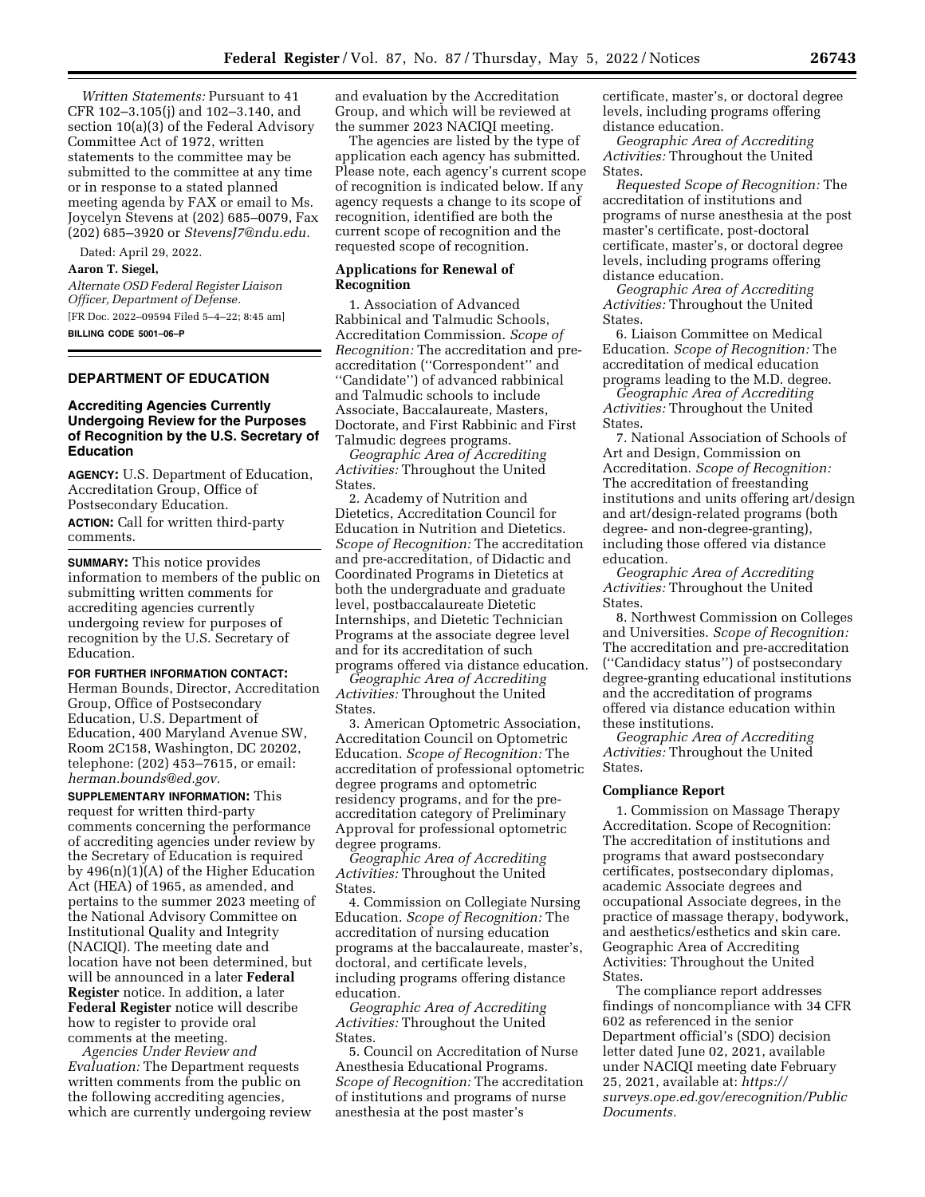*Written Statements:* Pursuant to 41 CFR 102–3.105(j) and 102–3.140, and section 10(a)(3) of the Federal Advisory Committee Act of 1972, written statements to the committee may be submitted to the committee at any time or in response to a stated planned meeting agenda by FAX or email to Ms. Joycelyn Stevens at (202) 685–0079, Fax (202) 685–3920 or *StevensJ7@ndu.edu.*

Dated: April 29, 2022.

**Aaron T. Siegel,**

*Alternate OSD Federal Register Liaison Officer, Department of Defense.*

[FR Doc. 2022–09594 Filed 5–4–22; 8:45 am]

**BILLING CODE 5001–06–P**

## DEPARTMENT OF EDUCATION

### Accrediting Agencies Currently Undergoing Review for the Purposes of Recognition by the U.S. Secretary of Education

**AGENCY:** U.S. Department of Education, Accreditation Group, Office of Postsecondary Education.

**ACTION:** Call for written third-party comments.

**SUMMARY:** This notice provides information to members of the public on submitting written comments for accrediting agencies currently undergoing review for purposes of recognition by the U.S. Secretary of Education.

**FOR FURTHER INFORMATION CONTACT:** Herman Bounds, Director, Accreditation Group, Office of Postsecondary Education, U.S. Department of Education, 400 Maryland Avenue SW, Room 2C158, Washington, DC 20202, telephone: (202) 453–7615, or email: *herman.bounds@ed.gov.*

**SUPPLEMENTARY INFORMATION:** This request for written third-party comments concerning the performance of accrediting agencies under review by the Secretary of Education is required by 496(n)(1)(A) of the Higher Education Act (HEA) of 1965, as amended, and pertains to the summer 2023 meeting of the National Advisory Committee on Institutional Quality and Integrity (NACIQI). The meeting date and location have not been determined, but will be announced in a later **Federal Register** notice. In addition, a later **Federal Register** notice will describe how to register to provide oral comments at the meeting.

*Agencies Under Review and Evaluation:* The Department requests written comments from the public on the following accrediting agencies, which are currently undergoing review and evaluation by the Accreditation Group, and which will be reviewed at the summer 2023 NACIQI meeting.

The agencies are listed by the type of application each agency has submitted. Please note, each agency's current scope of recognition is indicated below. If any agency requests a change to its scope of recognition, identified are both the current scope of recognition and the requested scope of recognition.

**Applications for Renewal of Recognition**

1. Association of Advanced Rabbinical and Talmudic Schools, Accreditation Commission. *Scope of Recognition:* The accreditation and pre-accreditation (''Correspondent'' and ''Candidate'') of advanced rabbinical and Talmudic schools to include Associate, Baccalaureate, Masters, Doctorate, and First Rabbinic and First Talmudic degrees programs.

*Geographic Area of Accrediting Activities:* Throughout the United States.

2. Academy of Nutrition and Dietetics, Accreditation Council for Education in Nutrition and Dietetics. *Scope of Recognition:* The accreditation and pre-accreditation, of Didactic and Coordinated Programs in Dietetics at both the undergraduate and graduate level, postbaccalaureate Dietetic Internships, and Dietetic Technician Programs at the associate degree level and for its accreditation of such programs offered via distance education.

*Geographic Area of Accrediting Activities:* Throughout the United States.

3. American Optometric Association, Accreditation Council on Optometric Education. *Scope of Recognition:* The accreditation of professional optometric degree programs and optometric residency programs, and for the pre-accreditation category of Preliminary Approval for professional optometric degree programs.

*Geographic Area of Accrediting Activities:* Throughout the United States.

4. Commission on Collegiate Nursing Education. *Scope of Recognition:* The accreditation of nursing education programs at the baccalaureate, master's, doctoral, and certificate levels, including programs offering distance education.

*Geographic Area of Accrediting Activities:* Throughout the United States.

5. Council on Accreditation of Nurse Anesthesia Educational Programs. *Scope of Recognition:* The accreditation of institutions and programs of nurse anesthesia at the post master's certificate, master's, or doctoral degree levels, including programs offering distance education.

*Geographic Area of Accrediting Activities:* Throughout the United States.

*Requested Scope of Recognition:* The accreditation of institutions and programs of nurse anesthesia at the post master's certificate, post-doctoral certificate, master's, or doctoral degree levels, including programs offering distance education.

*Geographic Area of Accrediting Activities:* Throughout the United States.

6. Liaison Committee on Medical Education. *Scope of Recognition:* The accreditation of medical education programs leading to the M.D. degree.

*Geographic Area of Accrediting Activities:* Throughout the United States.

7. National Association of Schools of Art and Design, Commission on Accreditation. *Scope of Recognition:* The accreditation of freestanding institutions and units offering art/design and art/design-related programs (both degree- and non-degree-granting), including those offered via distance education.

*Geographic Area of Accrediting Activities:* Throughout the United States.

8. Northwest Commission on Colleges and Universities. *Scope of Recognition:* The accreditation and pre-accreditation (''Candidacy status'') of postsecondary degree-granting educational institutions and the accreditation of programs offered via distance education within these institutions.

*Geographic Area of Accrediting Activities:* Throughout the United States.

**Compliance Report**

1. Commission on Massage Therapy Accreditation. Scope of Recognition: The accreditation of institutions and programs that award postsecondary certificates, postsecondary diplomas, academic Associate degrees and occupational Associate degrees, in the practice of massage therapy, bodywork, and aesthetics/esthetics and skin care. Geographic Area of Accrediting Activities: Throughout the United States.

The compliance report addresses findings of noncompliance with 34 CFR 602 as referenced in the senior Department official's (SDO) decision letter dated June 02, 2021, available under NACIQI meeting date February 25, 2021, available at: *https://surveys.ope.ed.gov/erecognition/PublicDocuments.*